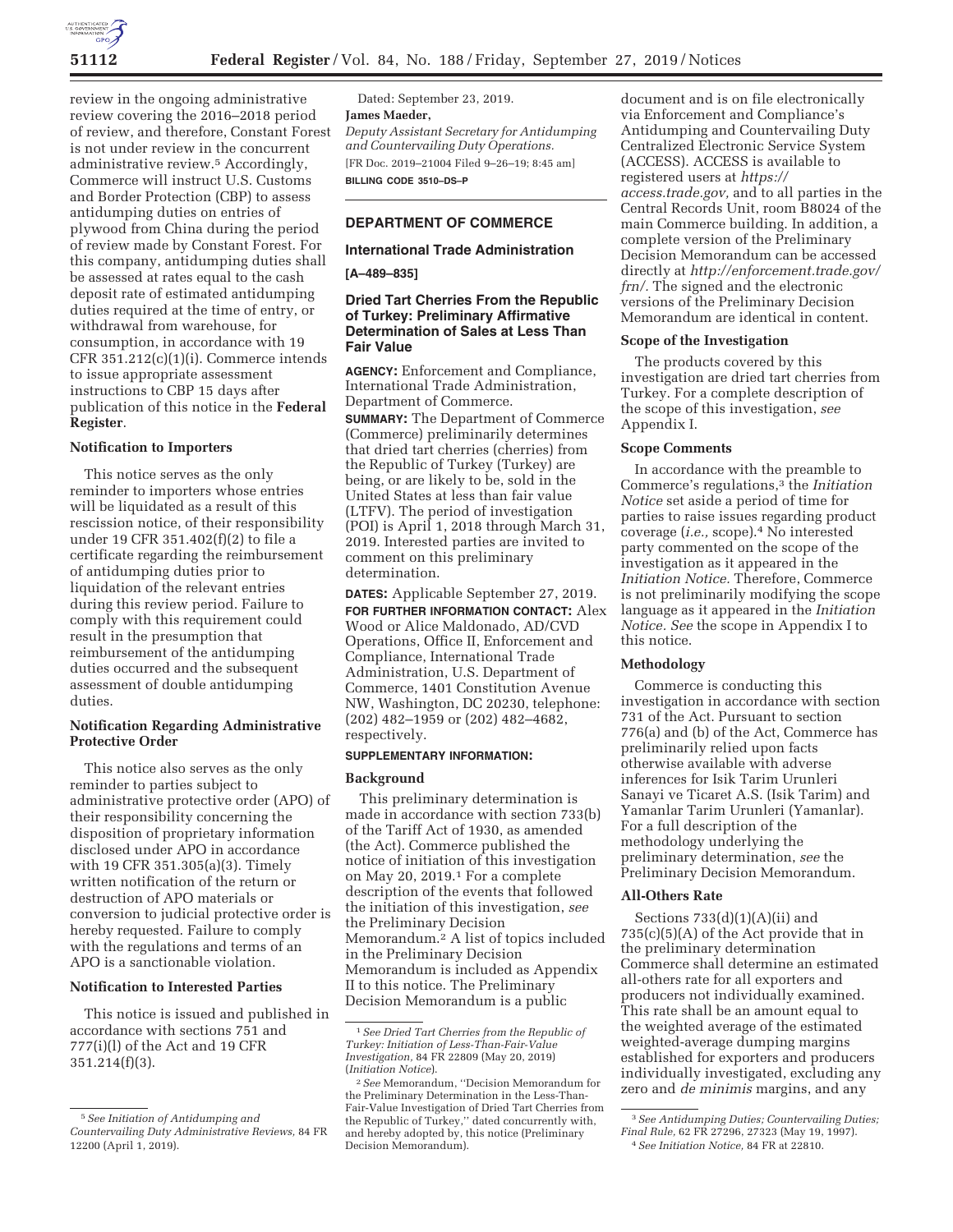review in the ongoing administrative review covering the 2016–2018 period of review, and therefore, Constant Forest is not under review in the concurrent administrative review.[5] Accordingly, Commerce will instruct U.S. Customs and Border Protection (CBP) to assess antidumping duties on entries of plywood from China during the period of review made by Constant Forest. For this company, antidumping duties shall be assessed at rates equal to the cash deposit rate of estimated antidumping duties required at the time of entry, or withdrawal from warehouse, for consumption, in accordance with 19 CFR 351.212(c)(1)(i). Commerce intends to issue appropriate assessment instructions to CBP 15 days after publication of this notice in the **Federal Register**.

**Notification to Importers**

This notice serves as the only reminder to importers whose entries will be liquidated as a result of this rescission notice, of their responsibility under 19 CFR 351.402(f)(2) to file a certificate regarding the reimbursement of antidumping duties prior to liquidation of the relevant entries during this review period. Failure to comply with this requirement could result in the presumption that reimbursement of the antidumping duties occurred and the subsequent assessment of double antidumping duties.

**Notification Regarding Administrative Protective Order**

This notice also serves as the only reminder to parties subject to administrative protective order (APO) of their responsibility concerning the disposition of proprietary information disclosed under APO in accordance with 19 CFR 351.305(a)(3). Timely written notification of the return or destruction of APO materials or conversion to judicial protective order is hereby requested. Failure to comply with the regulations and terms of an APO is a sanctionable violation.

**Notification to Interested Parties**

This notice is issued and published in accordance with sections 751 and 777(i)(l) of the Act and 19 CFR 351.214(f)(3).

[5] *See Initiation of Antidumping and Countervailing Duty Administrative Reviews,* 84 FR 12200 (April 1, 2019).

Dated: September 23, 2019.

**James Maeder,**

*Deputy Assistant Secretary for Antidumping and Countervailing Duty Operations.*

[FR Doc. 2019–21004 Filed 9–26–19; 8:45 am]

**BILLING CODE 3510–DS–P**

---

## DEPARTMENT OF COMMERCE

### International Trade Administration

**[A–489–835]**

### Dried Tart Cherries From the Republic of Turkey: Preliminary Affirmative Determination of Sales at Less Than Fair Value

**AGENCY:** Enforcement and Compliance, International Trade Administration, Department of Commerce.

**SUMMARY:** The Department of Commerce (Commerce) preliminarily determines that dried tart cherries (cherries) from the Republic of Turkey (Turkey) are being, or are likely to be, sold in the United States at less than fair value (LTFV). The period of investigation (POI) is April 1, 2018 through March 31, 2019. Interested parties are invited to comment on this preliminary determination.

**DATES:** Applicable September 27, 2019.

**FOR FURTHER INFORMATION CONTACT:** Alex Wood or Alice Maldonado, AD/CVD Operations, Office II, Enforcement and Compliance, International Trade Administration, U.S. Department of Commerce, 1401 Constitution Avenue NW, Washington, DC 20230, telephone: (202) 482–1959 or (202) 482–4682, respectively.

**SUPPLEMENTARY INFORMATION:**

**Background**

This preliminary determination is made in accordance with section 733(b) of the Tariff Act of 1930, as amended (the Act). Commerce published the notice of initiation of this investigation on May 20, 2019.[1] For a complete description of the events that followed the initiation of this investigation, *see* the Preliminary Decision Memorandum.[2] A list of topics included in the Preliminary Decision Memorandum is included as Appendix II to this notice. The Preliminary Decision Memorandum is a public document and is on file electronically via Enforcement and Compliance's Antidumping and Countervailing Duty Centralized Electronic Service System (ACCESS). ACCESS is available to registered users at *https://access.trade.gov,* and to all parties in the Central Records Unit, room B8024 of the main Commerce building. In addition, a complete version of the Preliminary Decision Memorandum can be accessed directly at *http://enforcement.trade.gov/frn/.* The signed and the electronic versions of the Preliminary Decision Memorandum are identical in content.

**Scope of the Investigation**

The products covered by this investigation are dried tart cherries from Turkey. For a complete description of the scope of this investigation, *see* Appendix I.

**Scope Comments**

In accordance with the preamble to Commerce's regulations,[3] the *Initiation Notice* set aside a period of time for parties to raise issues regarding product coverage (*i.e.,* scope).[4] No interested party commented on the scope of the investigation as it appeared in the *Initiation Notice.* Therefore, Commerce is not preliminarily modifying the scope language as it appeared in the *Initiation Notice. See* the scope in Appendix I to this notice.

**Methodology**

Commerce is conducting this investigation in accordance with section 731 of the Act. Pursuant to section 776(a) and (b) of the Act, Commerce has preliminarily relied upon facts otherwise available with adverse inferences for Isik Tarim Urunleri Sanayi ve Ticaret A.S. (Isik Tarim) and Yamanlar Tarim Urunleri (Yamanlar). For a full description of the methodology underlying the preliminary determination, *see* the Preliminary Decision Memorandum.

**All-Others Rate**

Sections 733(d)(1)(A)(ii) and 735(c)(5)(A) of the Act provide that in the preliminary determination Commerce shall determine an estimated all-others rate for all exporters and producers not individually examined. This rate shall be an amount equal to the weighted average of the estimated weighted-average dumping margins established for exporters and producers individually investigated, excluding any zero and *de minimis* margins, and any

[1] *See Dried Tart Cherries from the Republic of Turkey: Initiation of Less-Than-Fair-Value Investigation,* 84 FR 22809 (May 20, 2019) (*Initiation Notice*).

[2] *See* Memorandum, ''Decision Memorandum for the Preliminary Determination in the Less-Than-Fair-Value Investigation of Dried Tart Cherries from the Republic of Turkey,'' dated concurrently with, and hereby adopted by, this notice (Preliminary Decision Memorandum).

[3] *See Antidumping Duties; Countervailing Duties; Final Rule,* 62 FR 27296, 27323 (May 19, 1997).

[4] *See Initiation Notice,* 84 FR at 22810.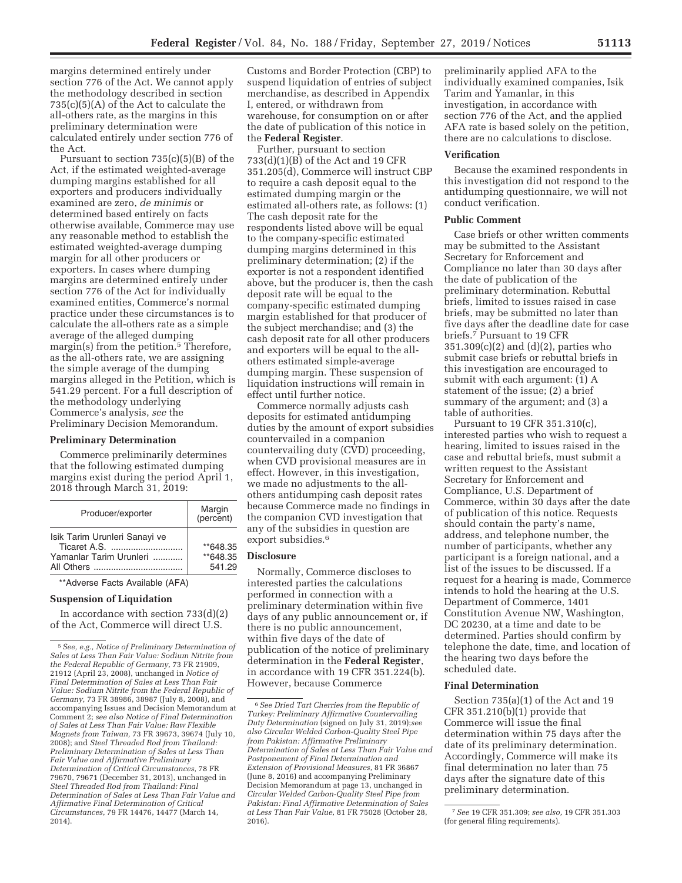margins determined entirely under section 776 of the Act. We cannot apply the methodology described in section 735(c)(5)(A) of the Act to calculate the all-others rate, as the margins in this preliminary determination were calculated entirely under section 776 of the Act.

Pursuant to section 735(c)(5)(B) of the Act, if the estimated weighted-average dumping margins established for all exporters and producers individually examined are zero, *de minimis* or determined based entirely on facts otherwise available, Commerce may use any reasonable method to establish the estimated weighted-average dumping margin for all other producers or exporters. In cases where dumping margins are determined entirely under section 776 of the Act for individually examined entities, Commerce's normal practice under these circumstances is to calculate the all-others rate as a simple average of the alleged dumping margin(s) from the petition.[5] Therefore, as the all-others rate, we are assigning the simple average of the dumping margins alleged in the Petition, which is 541.29 percent. For a full description of the methodology underlying Commerce's analysis, *see* the Preliminary Decision Memorandum.

### Preliminary Determination

Commerce preliminarily determines that the following estimated dumping margins exist during the period April 1, 2018 through March 31, 2019:

| Producer/exporter | Margin (percent) |
|---|---|
| Isik Tarim Urunleri Sanayi ve Ticaret A.S. | **648.35 |
| Yamanlar Tarim Urunleri | **648.35 |
| All Others | 541.29 |

**Adverse Facts Available (AFA)

### Suspension of Liquidation

In accordance with section 733(d)(2) of the Act, Commerce will direct U.S. Customs and Border Protection (CBP) to suspend liquidation of entries of subject merchandise, as described in Appendix I, entered, or withdrawn from warehouse, for consumption on or after the date of publication of this notice in the **Federal Register**.

Further, pursuant to section 733(d)(1)(B) of the Act and 19 CFR 351.205(d), Commerce will instruct CBP to require a cash deposit equal to the estimated dumping margin or the estimated all-others rate, as follows: (1) The cash deposit rate for the respondents listed above will be equal to the company-specific estimated dumping margins determined in this preliminary determination; (2) if the exporter is not a respondent identified above, but the producer is, then the cash deposit rate will be equal to the company-specific estimated dumping margin established for that producer of the subject merchandise; and (3) the cash deposit rate for all other producers and exporters will be equal to the all-others estimated simple-average dumping margin. These suspension of liquidation instructions will remain in effect until further notice.

Commerce normally adjusts cash deposits for estimated antidumping duties by the amount of export subsidies countervailed in a companion countervailing duty (CVD) proceeding, when CVD provisional measures are in effect. However, in this investigation, we made no adjustments to the all-others antidumping cash deposit rates because Commerce made no findings in the companion CVD investigation that any of the subsidies in question are export subsidies.[6]

### Disclosure

Normally, Commerce discloses to interested parties the calculations performed in connection with a preliminary determination within five days of any public announcement or, if there is no public announcement, within five days of the date of publication of the notice of preliminary determination in the **Federal Register**, in accordance with 19 CFR 351.224(b). However, because Commerce preliminarily applied AFA to the individually examined companies, Isik Tarim and Yamanlar, in this investigation, in accordance with section 776 of the Act, and the applied AFA rate is based solely on the petition, there are no calculations to disclose.

### Verification

Because the examined respondents in this investigation did not respond to the antidumping questionnaire, we will not conduct verification.

### Public Comment

Case briefs or other written comments may be submitted to the Assistant Secretary for Enforcement and Compliance no later than 30 days after the date of publication of the preliminary determination. Rebuttal briefs, limited to issues raised in case briefs, may be submitted no later than five days after the deadline date for case briefs.[7] Pursuant to 19 CFR 351.309(c)(2) and (d)(2), parties who submit case briefs or rebuttal briefs in this investigation are encouraged to submit with each argument: (1) A statement of the issue; (2) a brief summary of the argument; and (3) a table of authorities.

Pursuant to 19 CFR 351.310(c), interested parties who wish to request a hearing, limited to issues raised in the case and rebuttal briefs, must submit a written request to the Assistant Secretary for Enforcement and Compliance, U.S. Department of Commerce, within 30 days after the date of publication of this notice. Requests should contain the party's name, address, and telephone number, the number of participants, whether any participant is a foreign national, and a list of the issues to be discussed. If a request for a hearing is made, Commerce intends to hold the hearing at the U.S. Department of Commerce, 1401 Constitution Avenue NW, Washington, DC 20230, at a time and date to be determined. Parties should confirm by telephone the date, time, and location of the hearing two days before the scheduled date.

### Final Determination

Section 735(a)(1) of the Act and 19 CFR 351.210(b)(1) provide that Commerce will issue the final determination within 75 days after the date of its preliminary determination. Accordingly, Commerce will make its final determination no later than 75 days after the signature date of this preliminary determination.

---

[5] *See, e.g., Notice of Preliminary Determination of Sales at Less Than Fair Value: Sodium Nitrite from the Federal Republic of Germany,* 73 FR 21909, 21912 (April 23, 2008), unchanged in *Notice of Final Determination of Sales at Less Than Fair Value: Sodium Nitrite from the Federal Republic of Germany,* 73 FR 38986, 38987 (July 8, 2008), and accompanying Issues and Decision Memorandum at Comment 2; *see also Notice of Final Determination of Sales at Less Than Fair Value: Raw Flexible Magnets from Taiwan,* 73 FR 39673, 39674 (July 10, 2008); and *Steel Threaded Rod from Thailand: Preliminary Determination of Sales at Less Than Fair Value and Affirmative Preliminary Determination of Critical Circumstances,* 78 FR 79670, 79671 (December 31, 2013), unchanged in *Steel Threaded Rod from Thailand: Final Determination of Sales at Less Than Fair Value and Affirmative Final Determination of Critical Circumstances,* 79 FR 14476, 14477 (March 14, 2014).

[6] *See Dried Tart Cherries from the Republic of Turkey: Preliminary Affirmative Countervailing Duty Determination* (signed on July 31, 2019);*see also Circular Welded Carbon-Quality Steel Pipe from Pakistan: Affirmative Preliminary Determination of Sales at Less Than Fair Value and Postponement of Final Determination and Extension of Provisional Measures,* 81 FR 36867 (June 8, 2016) and accompanying Preliminary Decision Memorandum at page 13, unchanged in *Circular Welded Carbon-Quality Steel Pipe from Pakistan: Final Affirmative Determination of Sales at Less Than Fair Value,* 81 FR 75028 (October 28, 2016).

[7] *See* 19 CFR 351.309; *see also,* 19 CFR 351.303 (for general filing requirements).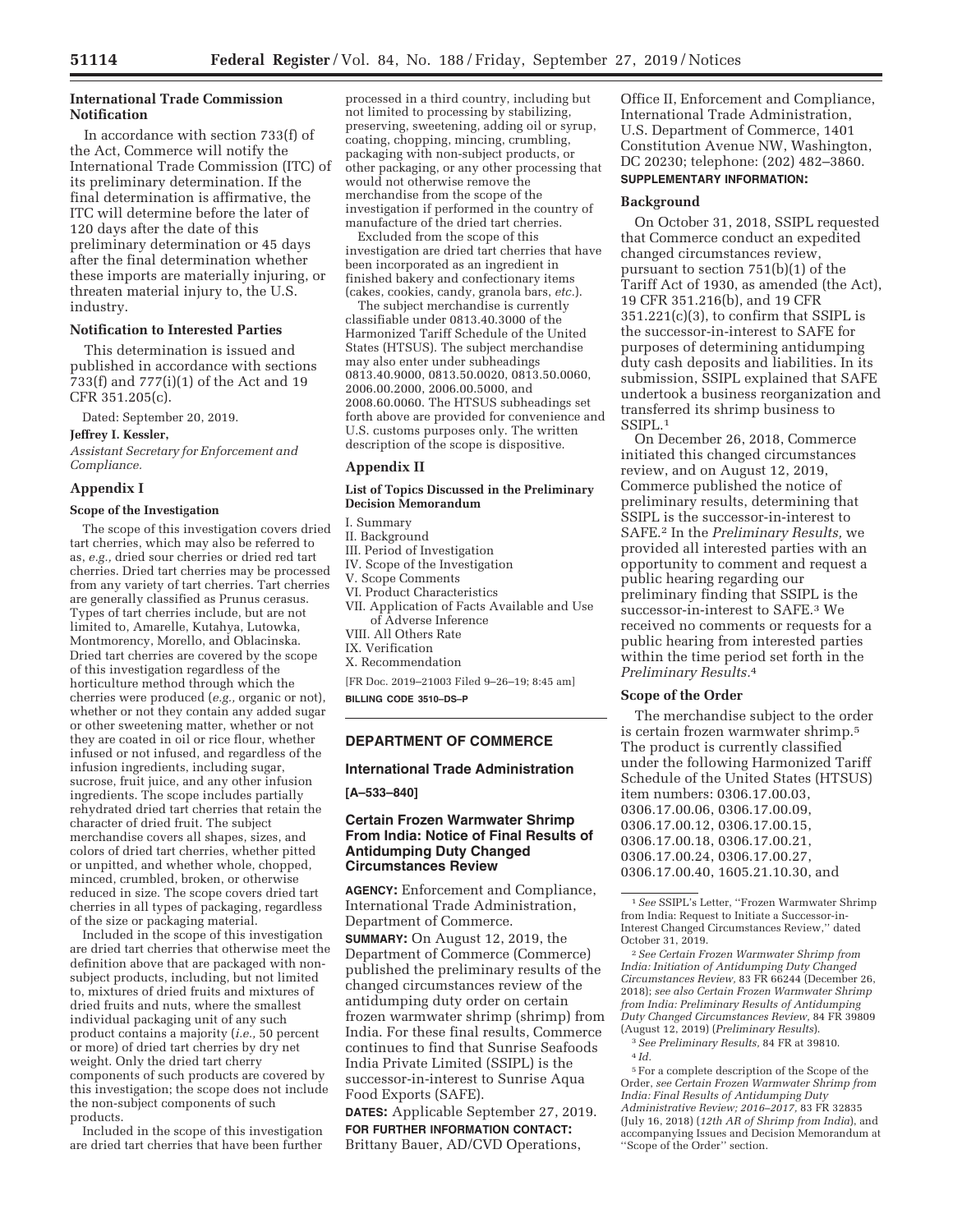## International Trade Commission Notification

In accordance with section 733(f) of the Act, Commerce will notify the International Trade Commission (ITC) of its preliminary determination. If the final determination is affirmative, the ITC will determine before the later of 120 days after the date of this preliminary determination or 45 days after the final determination whether these imports are materially injuring, or threaten material injury to, the U.S. industry.

## Notification to Interested Parties

This determination is issued and published in accordance with sections 733(f) and 777(i)(1) of the Act and 19 CFR 351.205(c).

Dated: September 20, 2019.

**Jeffrey I. Kessler,**

*Assistant Secretary for Enforcement and Compliance.*

## Appendix I

### Scope of the Investigation

The scope of this investigation covers dried tart cherries, which may also be referred to as, *e.g.,* dried sour cherries or dried red tart cherries. Dried tart cherries may be processed from any variety of tart cherries. Tart cherries are generally classified as Prunus cerasus. Types of tart cherries include, but are not limited to, Amarelle, Kutahya, Lutowka, Montmorency, Morello, and Oblacinska. Dried tart cherries are covered by the scope of this investigation regardless of the horticulture method through which the cherries were produced (*e.g.,* organic or not), whether or not they contain any added sugar or other sweetening matter, whether or not they are coated in oil or rice flour, whether infused or not infused, and regardless of the infusion ingredients, including sugar, sucrose, fruit juice, and any other infusion ingredients. The scope includes partially rehydrated dried tart cherries that retain the character of dried fruit. The subject merchandise covers all shapes, sizes, and colors of dried tart cherries, whether pitted or unpitted, and whether whole, chopped, minced, crumbled, broken, or otherwise reduced in size. The scope covers dried tart cherries in all types of packaging, regardless of the size or packaging material.

Included in the scope of this investigation are dried tart cherries that otherwise meet the definition above that are packaged with non-subject products, including, but not limited to, mixtures of dried fruits and mixtures of dried fruits and nuts, where the smallest individual packaging unit of any such product contains a majority (*i.e.,* 50 percent or more) of dried tart cherries by dry net weight. Only the dried tart cherry components of such products are covered by this investigation; the scope does not include the non-subject components of such products.

Included in the scope of this investigation are dried tart cherries that have been further processed in a third country, including but not limited to processing by stabilizing, preserving, sweetening, adding oil or syrup, coating, chopping, mincing, crumbling, packaging with non-subject products, or other packaging, or any other processing that would not otherwise remove the merchandise from the scope of the investigation if performed in the country of manufacture of the dried tart cherries.

Excluded from the scope of this investigation are dried tart cherries that have been incorporated as an ingredient in finished bakery and confectionary items (cakes, cookies, candy, granola bars, *etc.*).

The subject merchandise is currently classifiable under 0813.40.3000 of the Harmonized Tariff Schedule of the United States (HTSUS). The subject merchandise may also enter under subheadings 0813.40.9000, 0813.50.0020, 0813.50.0060, 2006.00.2000, 2006.00.5000, and 2008.60.0060. The HTSUS subheadings set forth above are provided for convenience and U.S. customs purposes only. The written description of the scope is dispositive.

## Appendix II

### List of Topics Discussed in the Preliminary Decision Memorandum

I. Summary
II. Background
III. Period of Investigation
IV. Scope of the Investigation
V. Scope Comments
VI. Product Characteristics
VII. Application of Facts Available and Use of Adverse Inference
VIII. All Others Rate
IX. Verification
X. Recommendation

[FR Doc. 2019–21003 Filed 9–26–19; 8:45 am]

**BILLING CODE 3510–DS–P**

---

# DEPARTMENT OF COMMERCE

## International Trade Administration

**[A–533–840]**

## Certain Frozen Warmwater Shrimp From India: Notice of Final Results of Antidumping Duty Changed Circumstances Review

**AGENCY:** Enforcement and Compliance, International Trade Administration, Department of Commerce.

**SUMMARY:** On August 12, 2019, the Department of Commerce (Commerce) published the preliminary results of the changed circumstances review of the antidumping duty order on certain frozen warmwater shrimp (shrimp) from India. For these final results, Commerce continues to find that Sunrise Seafoods India Private Limited (SSIPL) is the successor-in-interest to Sunrise Aqua Food Exports (SAFE).

**DATES:** Applicable September 27, 2019.

**FOR FURTHER INFORMATION CONTACT:** Brittany Bauer, AD/CVD Operations, Office II, Enforcement and Compliance, International Trade Administration, U.S. Department of Commerce, 1401 Constitution Avenue NW, Washington, DC 20230; telephone: (202) 482–3860.

**SUPPLEMENTARY INFORMATION:**

### Background

On October 31, 2018, SSIPL requested that Commerce conduct an expedited changed circumstances review, pursuant to section 751(b)(1) of the Tariff Act of 1930, as amended (the Act), 19 CFR 351.216(b), and 19 CFR 351.221(c)(3), to confirm that SSIPL is the successor-in-interest to SAFE for purposes of determining antidumping duty cash deposits and liabilities. In its submission, SSIPL explained that SAFE undertook a business reorganization and transferred its shrimp business to SSIPL.[1]

On December 26, 2018, Commerce initiated this changed circumstances review, and on August 12, 2019, Commerce published the notice of preliminary results, determining that SSIPL is the successor-in-interest to SAFE.[2] In the *Preliminary Results,* we provided all interested parties with an opportunity to comment and request a public hearing regarding our preliminary finding that SSIPL is the successor-in-interest to SAFE.[3] We received no comments or requests for a public hearing from interested parties within the time period set forth in the *Preliminary Results.*[4]

### Scope of the Order

The merchandise subject to the order is certain frozen warmwater shrimp.[5] The product is currently classified under the following Harmonized Tariff Schedule of the United States (HTSUS) item numbers: 0306.17.00.03, 0306.17.00.06, 0306.17.00.09, 0306.17.00.12, 0306.17.00.15, 0306.17.00.18, 0306.17.00.21, 0306.17.00.24, 0306.17.00.27, 0306.17.00.40, 1605.21.10.30, and

---

[1] *See* SSIPL's Letter, "Frozen Warmwater Shrimp from India: Request to Initiate a Successor-in-Interest Changed Circumstances Review," dated October 31, 2019.

[2] *See Certain Frozen Warmwater Shrimp from India: Initiation of Antidumping Duty Changed Circumstances Review,* 83 FR 66244 (December 26, 2018); *see also Certain Frozen Warmwater Shrimp from India: Preliminary Results of Antidumping Duty Changed Circumstances Review,* 84 FR 39809 (August 12, 2019) (*Preliminary Results*).

[3] *See Preliminary Results,* 84 FR at 39810.

[4] *Id.*

[5] For a complete description of the Scope of the Order, *see Certain Frozen Warmwater Shrimp from India: Final Results of Antidumping Duty Administrative Review; 2016–2017,* 83 FR 32835 (July 16, 2018) (*12th AR of Shrimp from India*), and accompanying Issues and Decision Memorandum at "Scope of the Order" section.